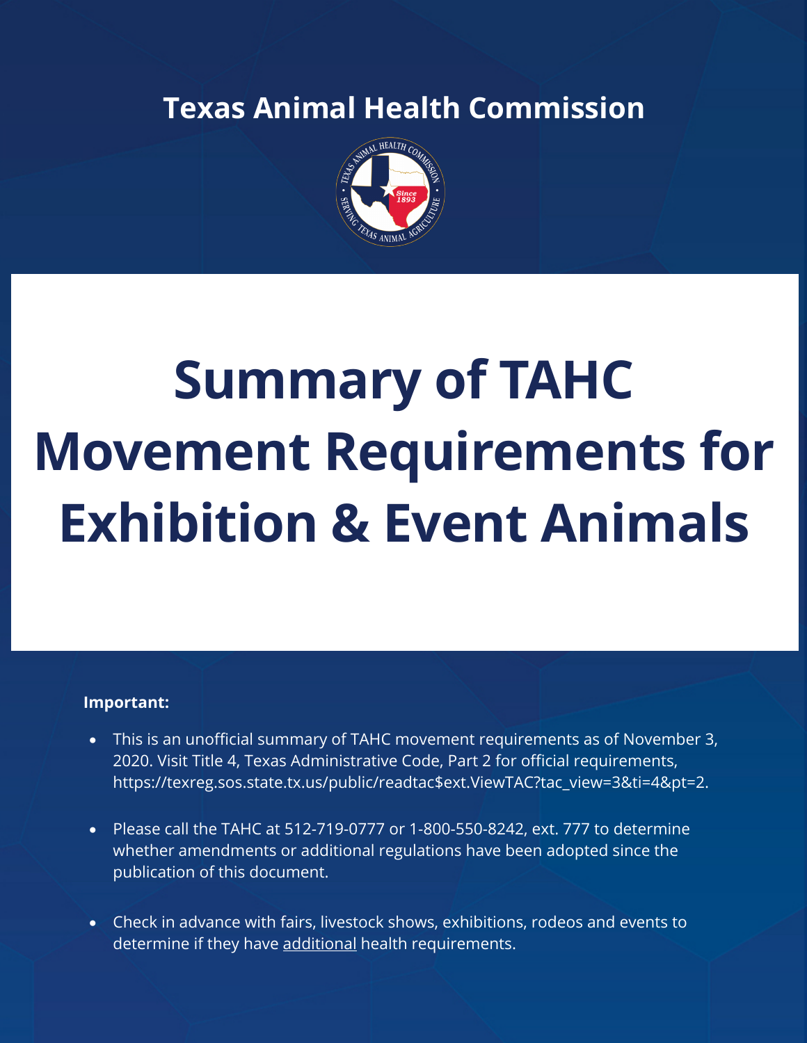**Texas Animal Health Commission**

# Summary of TAHC Movement Requirements for Exhibition & Event Animals

**Important:**

- This is an unofficial summary of TAHC movement requirements as of November 3, 2020. Visit Title 4, Texas Administrative Code, Part 2 for official requirements, https://texreg.sos.state.tx.us/public/readtac$ext.ViewTAC?tac_view=3&ti=4&pt=2.
- Please call the TAHC at 512-719-0777 or 1-800-550-8242, ext. 777 to determine whether amendments or additional regulations have been adopted since the publication of this document.
- Check in advance with fairs, livestock shows, exhibitions, rodeos and events to determine if they have additional health requirements.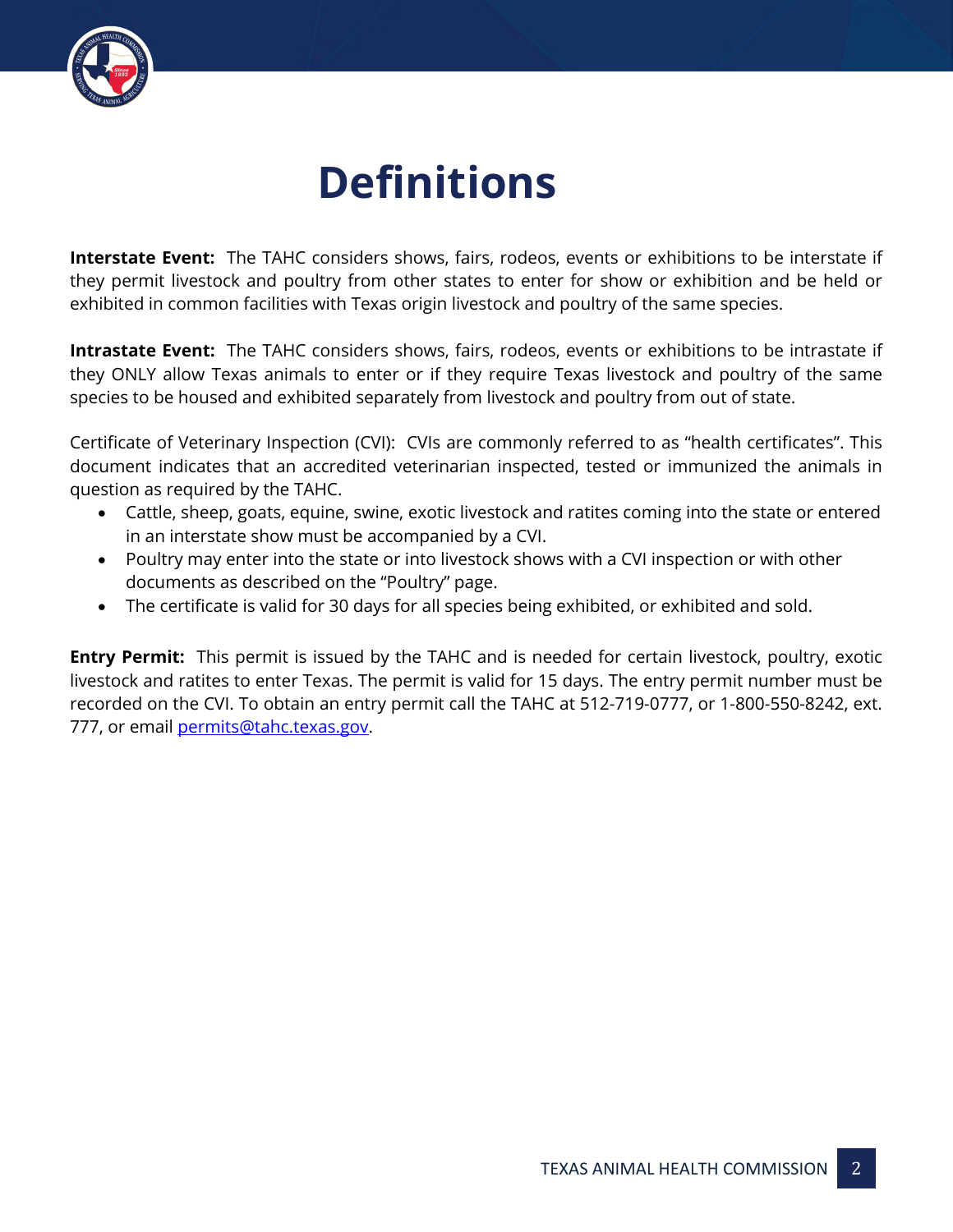# Definitions

**Interstate Event:** The TAHC considers shows, fairs, rodeos, events or exhibitions to be interstate if they permit livestock and poultry from other states to enter for show or exhibition and be held or exhibited in common facilities with Texas origin livestock and poultry of the same species.

**Intrastate Event:** The TAHC considers shows, fairs, rodeos, events or exhibitions to be intrastate if they ONLY allow Texas animals to enter or if they require Texas livestock and poultry of the same species to be housed and exhibited separately from livestock and poultry from out of state.

Certificate of Veterinary Inspection (CVI): CVIs are commonly referred to as "health certificates". This document indicates that an accredited veterinarian inspected, tested or immunized the animals in question as required by the TAHC.

- Cattle, sheep, goats, equine, swine, exotic livestock and ratites coming into the state or entered in an interstate show must be accompanied by a CVI.
- Poultry may enter into the state or into livestock shows with a CVI inspection or with other documents as described on the "Poultry" page.
- The certificate is valid for 30 days for all species being exhibited, or exhibited and sold.

**Entry Permit:** This permit is issued by the TAHC and is needed for certain livestock, poultry, exotic livestock and ratites to enter Texas. The permit is valid for 15 days. The entry permit number must be recorded on the CVI. To obtain an entry permit call the TAHC at 512-719-0777, or 1-800-550-8242, ext. 777, or email permits@tahc.texas.gov.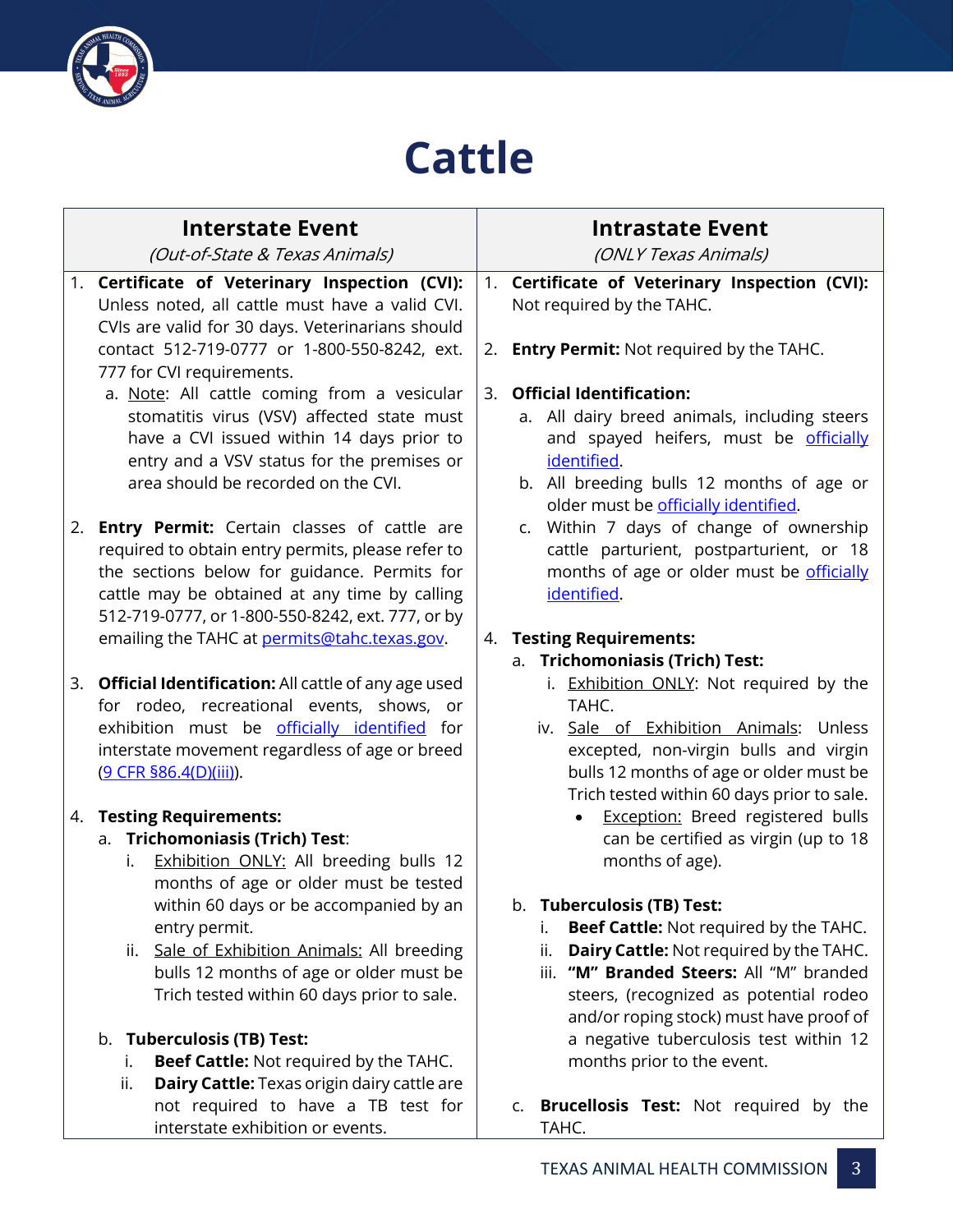# Cattle

## Interstate Event

*(Out-of-State & Texas Animals)*

1. **Certificate of Veterinary Inspection (CVI):** Unless noted, all cattle must have a valid CVI. CVIs are valid for 30 days. Veterinarians should contact 512-719-0777 or 1-800-550-8242, ext. 777 for CVI requirements.
   a. Note: All cattle coming from a vesicular stomatitis virus (VSV) affected state must have a CVI issued within 14 days prior to entry and a VSV status for the premises or area should be recorded on the CVI.

2. **Entry Permit:** Certain classes of cattle are required to obtain entry permits, please refer to the sections below for guidance. Permits for cattle may be obtained at any time by calling 512-719-0777, or 1-800-550-8242, ext. 777, or by emailing the TAHC at permits@tahc.texas.gov.

3. **Official Identification:** All cattle of any age used for rodeo, recreational events, shows, or exhibition must be officially identified for interstate movement regardless of age or breed (9 CFR §86.4(D)(iii)).

4. **Testing Requirements:**
   a. **Trichomoniasis (Trich) Test:**
      i. Exhibition ONLY: All breeding bulls 12 months of age or older must be tested within 60 days or be accompanied by an entry permit.
      ii. Sale of Exhibition Animals: All breeding bulls 12 months of age or older must be Trich tested within 60 days prior to sale.

   b. **Tuberculosis (TB) Test:**
      i. **Beef Cattle:** Not required by the TAHC.
      ii. **Dairy Cattle:** Texas origin dairy cattle are not required to have a TB test for interstate exhibition or events.

## Intrastate Event

*(ONLY Texas Animals)*

1. **Certificate of Veterinary Inspection (CVI):** Not required by the TAHC.

2. **Entry Permit:** Not required by the TAHC.

3. **Official Identification:**
   a. All dairy breed animals, including steers and spayed heifers, must be officially identified.
   b. All breeding bulls 12 months of age or older must be officially identified.
   c. Within 7 days of change of ownership cattle parturient, postparturient, or 18 months of age or older must be officially identified.

4. **Testing Requirements:**
   a. **Trichomoniasis (Trich) Test:**
      i. Exhibition ONLY: Not required by the TAHC.
      iv. Sale of Exhibition Animals: Unless excepted, non-virgin bulls and virgin bulls 12 months of age or older must be Trich tested within 60 days prior to sale.
         - Exception: Breed registered bulls can be certified as virgin (up to 18 months of age).

   b. **Tuberculosis (TB) Test:**
      i. **Beef Cattle:** Not required by the TAHC.
      ii. **Dairy Cattle:** Not required by the TAHC.
      iii. **"M" Branded Steers:** All "M" branded steers, (recognized as potential rodeo and/or roping stock) must have proof of a negative tuberculosis test within 12 months prior to the event.

   c. **Brucellosis Test:** Not required by the TAHC.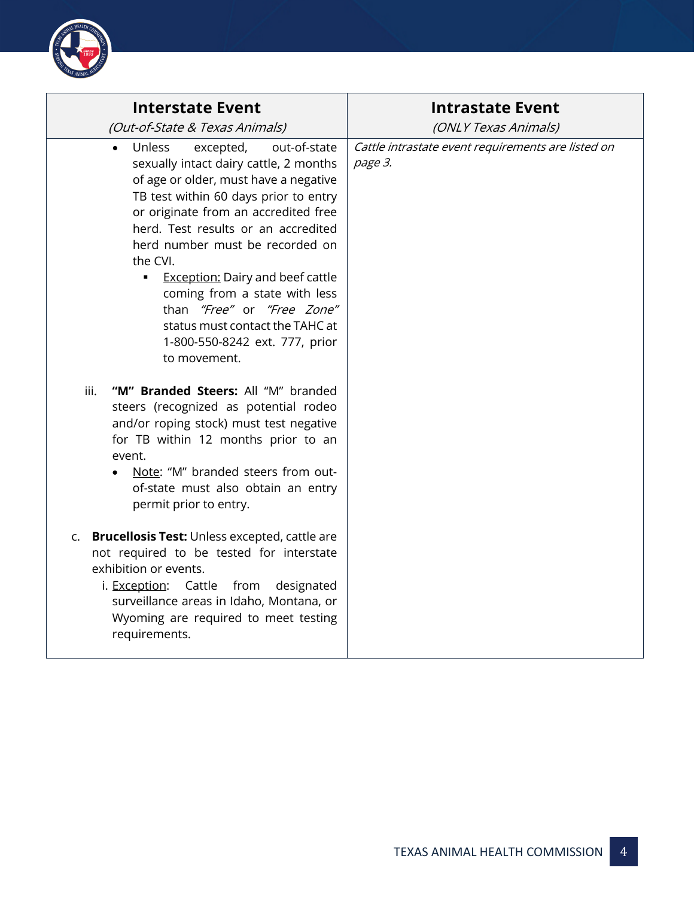| **Interstate Event**<br>*(Out-of-State & Texas Animals)* | **Intrastate Event**<br>*(ONLY Texas Animals)* |
|---|---|
| • Unless excepted, out-of-state sexually intact dairy cattle, 2 months of age or older, must have a negative TB test within 60 days prior to entry or originate from an accredited free herd. Test results or an accredited herd number must be recorded on the CVI.<br>&nbsp;&nbsp;&nbsp;&nbsp;▪ Exception: Dairy and beef cattle coming from a state with less than *"Free"* or *"Free Zone"* status must contact the TAHC at 1-800-550-8242 ext. 777, prior to movement.<br><br>iii. **"M" Branded Steers:** All "M" branded steers (recognized as potential rodeo and/or roping stock) must test negative for TB within 12 months prior to an event.<br>&nbsp;&nbsp;&nbsp;&nbsp;• Note: "M" branded steers from out-of-state must also obtain an entry permit prior to entry.<br><br>c. **Brucellosis Test:** Unless excepted, cattle are not required to be tested for interstate exhibition or events.<br>&nbsp;&nbsp;&nbsp;&nbsp;i. Exception: Cattle from designated surveillance areas in Idaho, Montana, or Wyoming are required to meet testing requirements. | *Cattle intrastate event requirements are listed on page 3.* |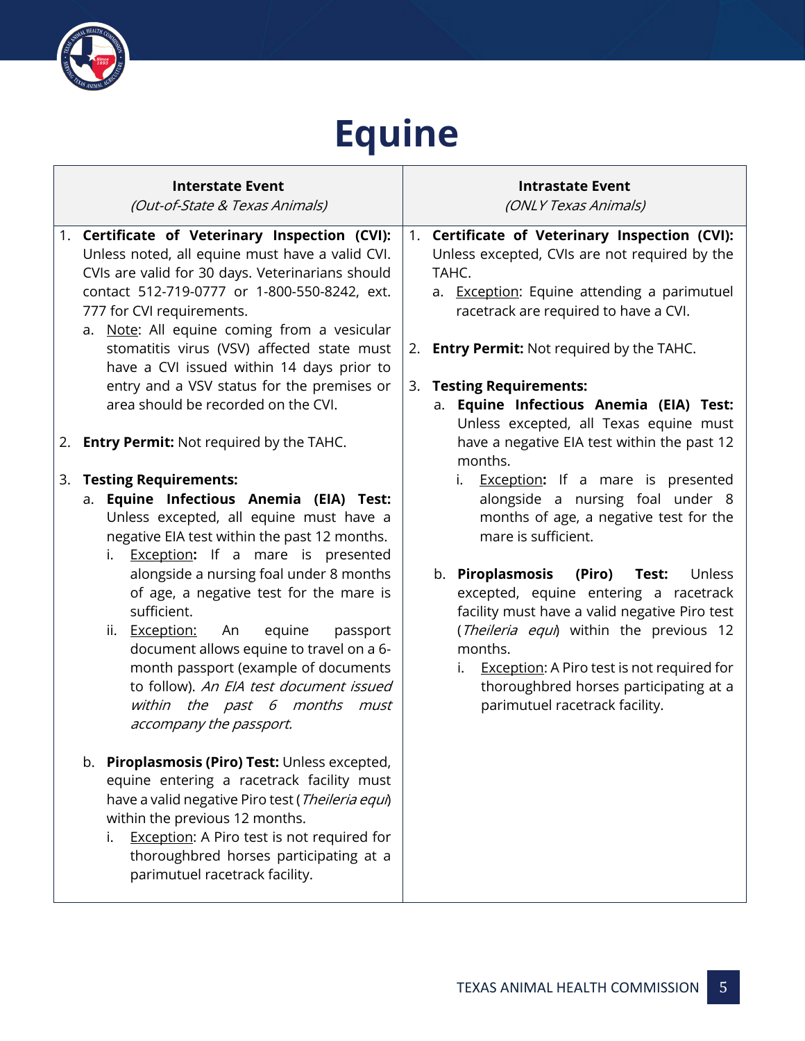# Equine

| **Interstate Event**<br>*(Out-of-State & Texas Animals)* | **Intrastate Event**<br>*(ONLY Texas Animals)* |
|---|---|
| 1. **Certificate of Veterinary Inspection (CVI):** Unless noted, all equine must have a valid CVI. CVIs are valid for 30 days. Veterinarians should contact 512-719-0777 or 1-800-550-8242, ext. 777 for CVI requirements.<br>&nbsp;&nbsp;&nbsp;a. <u>Note</u>: All equine coming from a vesicular stomatitis virus (VSV) affected state must have a CVI issued within 14 days prior to entry and a VSV status for the premises or area should be recorded on the CVI.<br><br>2. **Entry Permit:** Not required by the TAHC.<br><br>3. **Testing Requirements:**<br>&nbsp;&nbsp;&nbsp;a. **Equine Infectious Anemia (EIA) Test:** Unless excepted, all equine must have a negative EIA test within the past 12 months.<br>&nbsp;&nbsp;&nbsp;&nbsp;&nbsp;&nbsp;i. <u>Exception</u>**:** If a mare is presented alongside a nursing foal under 8 months of age, a negative test for the mare is sufficient.<br>&nbsp;&nbsp;&nbsp;&nbsp;&nbsp;&nbsp;ii. <u>Exception:</u> An equine passport document allows equine to travel on a 6-month passport (example of documents to follow). *An EIA test document issued within the past 6 months must accompany the passport.*<br><br>&nbsp;&nbsp;&nbsp;b. **Piroplasmosis (Piro) Test:** Unless excepted, equine entering a racetrack facility must have a valid negative Piro test (*Theileria equi*) within the previous 12 months.<br>&nbsp;&nbsp;&nbsp;&nbsp;&nbsp;&nbsp;i. <u>Exception</u>: A Piro test is not required for thoroughbred horses participating at a parimutuel racetrack facility. | 1. **Certificate of Veterinary Inspection (CVI):** Unless excepted, CVIs are not required by the TAHC.<br>&nbsp;&nbsp;&nbsp;a. <u>Exception</u>: Equine attending a parimutuel racetrack are required to have a CVI.<br><br>2. **Entry Permit:** Not required by the TAHC.<br><br>3. **Testing Requirements:**<br>&nbsp;&nbsp;&nbsp;a. **Equine Infectious Anemia (EIA) Test:** Unless excepted, all Texas equine must have a negative EIA test within the past 12 months.<br>&nbsp;&nbsp;&nbsp;&nbsp;&nbsp;&nbsp;i. <u>Exception</u>**:** If a mare is presented alongside a nursing foal under 8 months of age, a negative test for the mare is sufficient.<br><br>&nbsp;&nbsp;&nbsp;b. **Piroplasmosis (Piro) Test:** Unless excepted, equine entering a racetrack facility must have a valid negative Piro test (*Theileria equi*) within the previous 12 months.<br>&nbsp;&nbsp;&nbsp;&nbsp;&nbsp;&nbsp;i. <u>Exception</u>: A Piro test is not required for thoroughbred horses participating at a parimutuel racetrack facility. |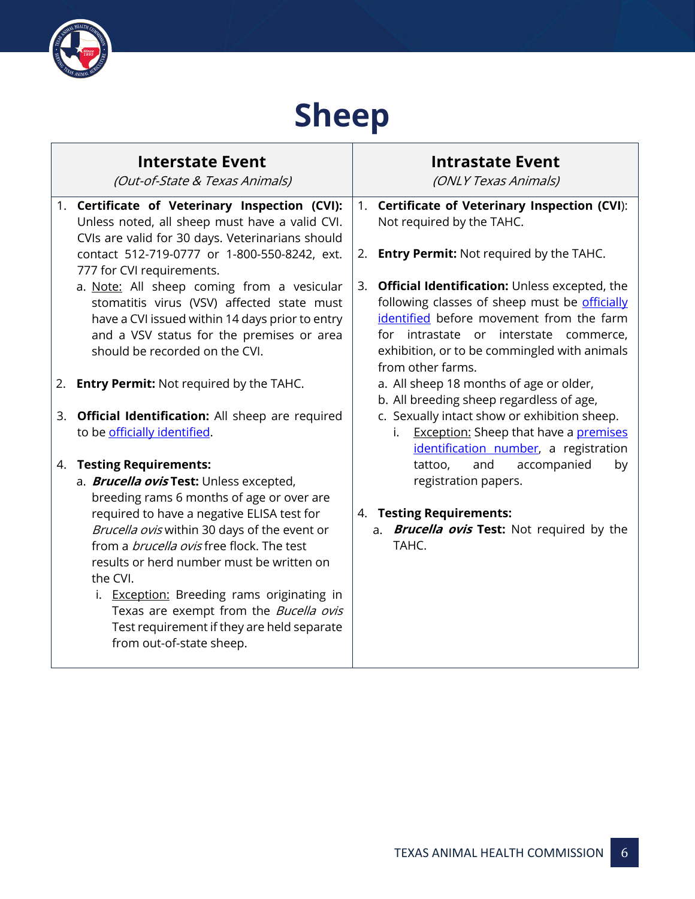# Sheep

| Interstate Event<br>*(Out-of-State & Texas Animals)* | Intrastate Event<br>*(ONLY Texas Animals)* |
|---|---|
| 1. **Certificate of Veterinary Inspection (CVI):** Unless noted, all sheep must have a valid CVI. CVIs are valid for 30 days. Veterinarians should contact 512-719-0777 or 1-800-550-8242, ext. 777 for CVI requirements.<br>&nbsp;&nbsp;&nbsp;a. Note: All sheep coming from a vesicular stomatitis virus (VSV) affected state must have a CVI issued within 14 days prior to entry and a VSV status for the premises or area should be recorded on the CVI.<br><br>2. **Entry Permit:** Not required by the TAHC.<br><br>3. **Official Identification:** All sheep are required to be officially identified.<br><br>4. **Testing Requirements:**<br>&nbsp;&nbsp;&nbsp;a. ***Brucella ovis* Test:** Unless excepted, breeding rams 6 months of age or over are required to have a negative ELISA test for *Brucella ovis* within 30 days of the event or from a *brucella ovis* free flock. The test results or herd number must be written on the CVI.<br>&nbsp;&nbsp;&nbsp;&nbsp;&nbsp;&nbsp;i. Exception: Breeding rams originating in Texas are exempt from the *Bucella ovis* Test requirement if they are held separate from out-of-state sheep. | 1. **Certificate of Veterinary Inspection (CVI)**: Not required by the TAHC.<br><br>2. **Entry Permit:** Not required by the TAHC.<br><br>3. **Official Identification:** Unless excepted, the following classes of sheep must be officially identified before movement from the farm for intrastate or interstate commerce, exhibition, or to be commingled with animals from other farms.<br>&nbsp;&nbsp;&nbsp;a. All sheep 18 months of age or older,<br>&nbsp;&nbsp;&nbsp;b. All breeding sheep regardless of age,<br>&nbsp;&nbsp;&nbsp;c. Sexually intact show or exhibition sheep.<br>&nbsp;&nbsp;&nbsp;&nbsp;&nbsp;&nbsp;i. Exception: Sheep that have a premises identification number, a registration tattoo, and accompanied by registration papers.<br><br>4. **Testing Requirements:**<br>&nbsp;&nbsp;&nbsp;a. ***Brucella ovis* Test:** Not required by the TAHC. |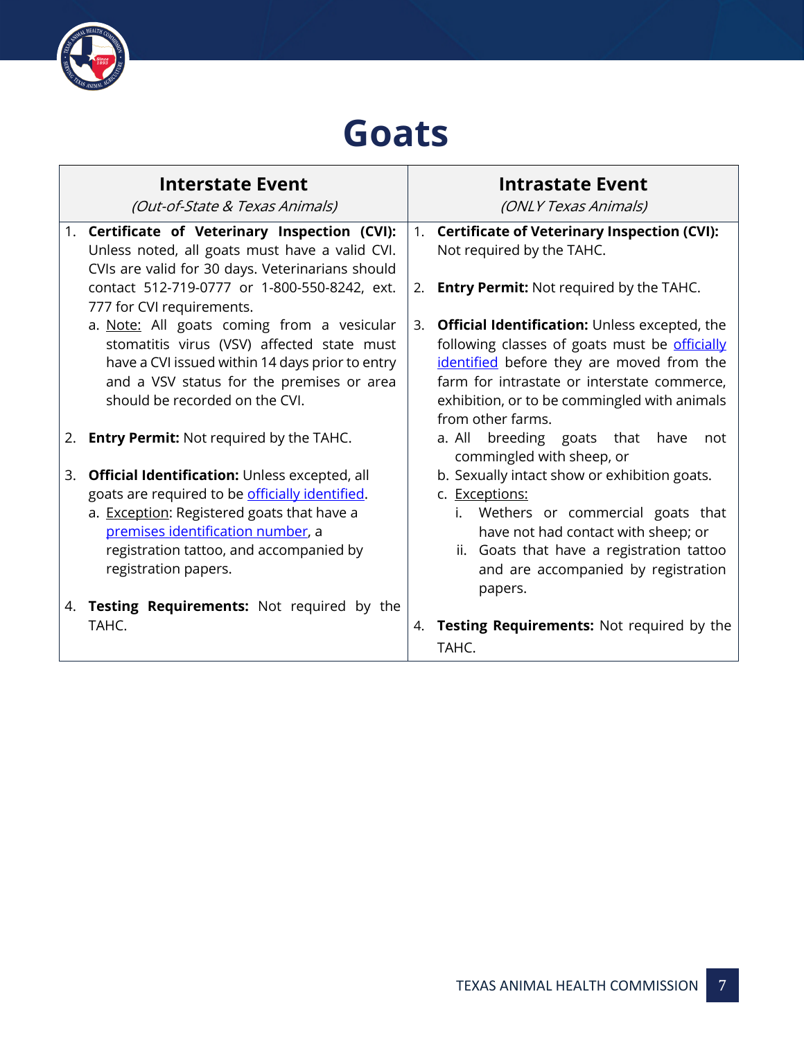# Goats

| **Interstate Event**<br>*(Out-of-State & Texas Animals)* | **Intrastate Event**<br>*(ONLY Texas Animals)* |
|---|---|
| 1. **Certificate of Veterinary Inspection (CVI):** Unless noted, all goats must have a valid CVI. CVIs are valid for 30 days. Veterinarians should contact 512-719-0777 or 1-800-550-8242, ext. 777 for CVI requirements.<br>&nbsp;&nbsp;&nbsp;a. Note: All goats coming from a vesicular stomatitis virus (VSV) affected state must have a CVI issued within 14 days prior to entry and a VSV status for the premises or area should be recorded on the CVI.<br><br>2. **Entry Permit:** Not required by the TAHC.<br><br>3. **Official Identification:** Unless excepted, all goats are required to be officially identified.<br>&nbsp;&nbsp;&nbsp;a. Exception: Registered goats that have a premises identification number, a registration tattoo, and accompanied by registration papers.<br><br>4. **Testing Requirements:** Not required by the TAHC. | 1. **Certificate of Veterinary Inspection (CVI):** Not required by the TAHC.<br><br>2. **Entry Permit:** Not required by the TAHC.<br><br>3. **Official Identification:** Unless excepted, the following classes of goats must be officially identified before they are moved from the farm for intrastate or interstate commerce, exhibition, or to be commingled with animals from other farms.<br>&nbsp;&nbsp;&nbsp;a. All breeding goats that have not commingled with sheep, or<br>&nbsp;&nbsp;&nbsp;b. Sexually intact show or exhibition goats.<br>&nbsp;&nbsp;&nbsp;c. Exceptions:<br>&nbsp;&nbsp;&nbsp;&nbsp;&nbsp;&nbsp;i. Wethers or commercial goats that have not had contact with sheep; or<br>&nbsp;&nbsp;&nbsp;&nbsp;&nbsp;&nbsp;ii. Goats that have a registration tattoo and are accompanied by registration papers.<br><br>4. **Testing Requirements:** Not required by the TAHC. |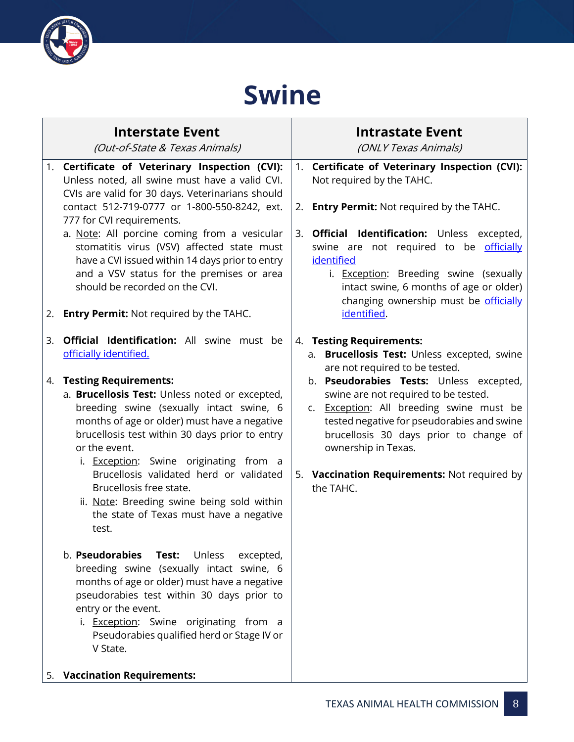# Swine

| Interstate Event<br>*(Out-of-State & Texas Animals)* | Intrastate Event<br>*(ONLY Texas Animals)* |
|---|---|
| 1. **Certificate of Veterinary Inspection (CVI):** Unless noted, all swine must have a valid CVI. CVIs are valid for 30 days. Veterinarians should contact 512-719-0777 or 1-800-550-8242, ext. 777 for CVI requirements.<br>a. Note: All porcine coming from a vesicular stomatitis virus (VSV) affected state must have a CVI issued within 14 days prior to entry and a VSV status for the premises or area should be recorded on the CVI.<br><br>2. **Entry Permit:** Not required by the TAHC.<br><br>3. **Official Identification:** All swine must be officially identified.<br><br>4. **Testing Requirements:**<br>a. **Brucellosis Test:** Unless noted or excepted, breeding swine (sexually intact swine, 6 months of age or older) must have a negative brucellosis test within 30 days prior to entry or the event.<br>i. Exception: Swine originating from a Brucellosis validated herd or validated Brucellosis free state.<br>ii. Note: Breeding swine being sold within the state of Texas must have a negative test.<br><br>b. **Pseudorabies Test:** Unless excepted, breeding swine (sexually intact swine, 6 months of age or older) must have a negative pseudorabies test within 30 days prior to entry or the event.<br>i. Exception: Swine originating from a Pseudorabies qualified herd or Stage IV or V State.<br><br>5. **Vaccination Requirements:** | 1. **Certificate of Veterinary Inspection (CVI):** Not required by the TAHC.<br><br>2. **Entry Permit:** Not required by the TAHC.<br><br>3. **Official Identification:** Unless excepted, swine are not required to be officially identified<br>i. Exception: Breeding swine (sexually intact swine, 6 months of age or older) changing ownership must be officially identified.<br><br>4. **Testing Requirements:**<br>a. **Brucellosis Test:** Unless excepted, swine are not required to be tested.<br>b. **Pseudorabies Tests:** Unless excepted, swine are not required to be tested.<br>c. Exception: All breeding swine must be tested negative for pseudorabies and swine brucellosis 30 days prior to change of ownership in Texas.<br><br>5. **Vaccination Requirements:** Not required by the TAHC. |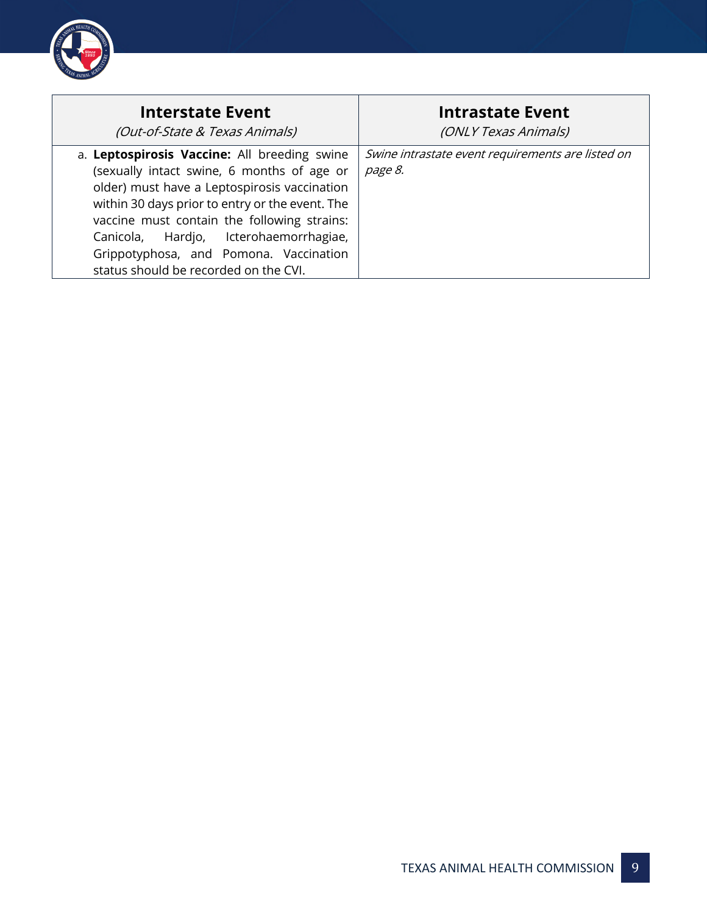| **Interstate Event**<br>*(Out-of-State & Texas Animals)* | **Intrastate Event**<br>*(ONLY Texas Animals)* |
|---|---|
| a. **Leptospirosis Vaccine:** All breeding swine (sexually intact swine, 6 months of age or older) must have a Leptospirosis vaccination within 30 days prior to entry or the event. The vaccine must contain the following strains: Canicola, Hardjo, Icterohaemorrhagiae, Grippotyphosa, and Pomona. Vaccination status should be recorded on the CVI. | *Swine intrastate event requirements are listed on page 8.* |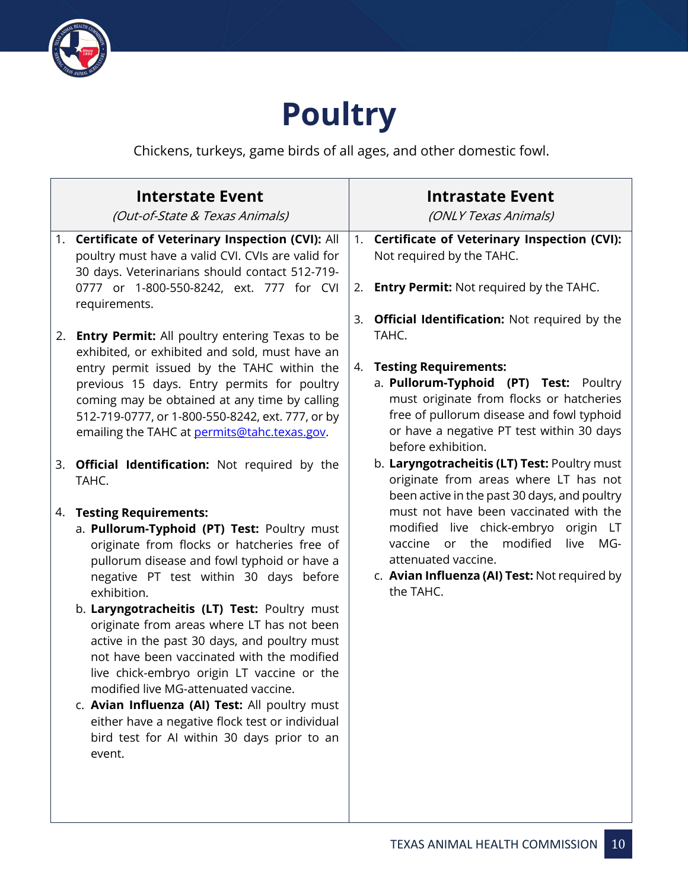# Poultry

Chickens, turkeys, game birds of all ages, and other domestic fowl.

| Interstate Event *(Out-of-State & Texas Animals)* | Intrastate Event *(ONLY Texas Animals)* |
| --- | --- |
| 1. **Certificate of Veterinary Inspection (CVI):** All poultry must have a valid CVI. CVIs are valid for 30 days. Veterinarians should contact 512-719-0777 or 1-800-550-8242, ext. 777 for CVI requirements.<br><br>2. **Entry Permit:** All poultry entering Texas to be exhibited, or exhibited and sold, must have an entry permit issued by the TAHC within the previous 15 days. Entry permits for poultry coming may be obtained at any time by calling 512-719-0777, or 1-800-550-8242, ext. 777, or by emailing the TAHC at permits@tahc.texas.gov.<br><br>3. **Official Identification:** Not required by the TAHC.<br><br>4. **Testing Requirements:**<br>a. **Pullorum-Typhoid (PT) Test:** Poultry must originate from flocks or hatcheries free of pullorum disease and fowl typhoid or have a negative PT test within 30 days before exhibition.<br>b. **Laryngotracheitis (LT) Test:** Poultry must originate from areas where LT has not been active in the past 30 days, and poultry must not have been vaccinated with the modified live chick-embryo origin LT vaccine or the modified live MG-attenuated vaccine.<br>c. **Avian Influenza (AI) Test:** All poultry must either have a negative flock test or individual bird test for AI within 30 days prior to an event. | 1. **Certificate of Veterinary Inspection (CVI):** Not required by the TAHC.<br><br>2. **Entry Permit:** Not required by the TAHC.<br><br>3. **Official Identification:** Not required by the TAHC.<br><br>4. **Testing Requirements:**<br>a. **Pullorum-Typhoid (PT) Test:** Poultry must originate from flocks or hatcheries free of pullorum disease and fowl typhoid or have a negative PT test within 30 days before exhibition.<br>b. **Laryngotracheitis (LT) Test:** Poultry must originate from areas where LT has not been active in the past 30 days, and poultry must not have been vaccinated with the modified live chick-embryo origin LT vaccine or the modified live MG-attenuated vaccine.<br>c. **Avian Influenza (AI) Test:** Not required by the TAHC. |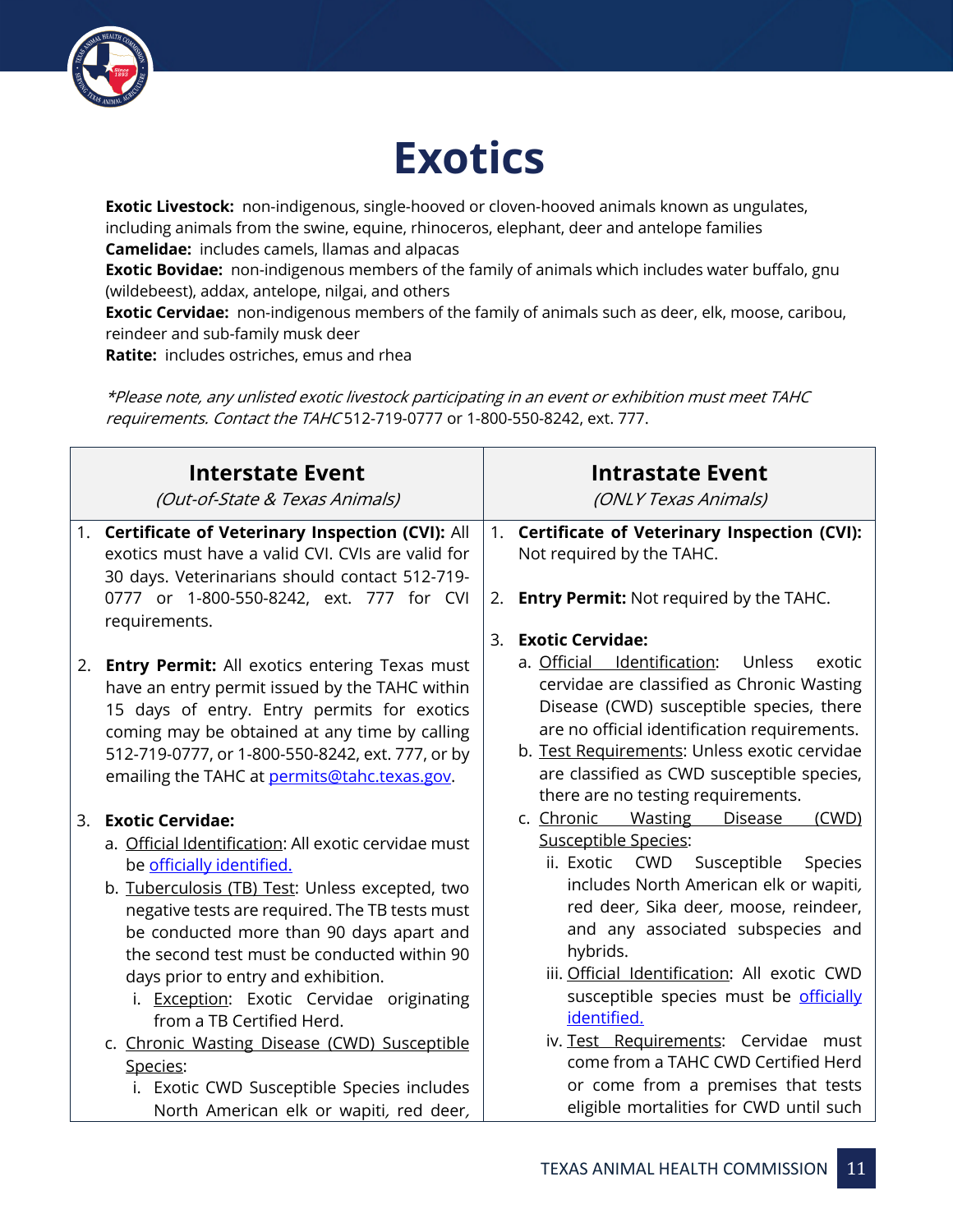# Exotics

**Exotic Livestock:** non-indigenous, single-hooved or cloven-hooved animals known as ungulates, including animals from the swine, equine, rhinoceros, elephant, deer and antelope families
**Camelidae:** includes camels, llamas and alpacas
**Exotic Bovidae:** non-indigenous members of the family of animals which includes water buffalo, gnu (wildebeest), addax, antelope, nilgai, and others
**Exotic Cervidae:** non-indigenous members of the family of animals such as deer, elk, moose, caribou, reindeer and sub-family musk deer
**Ratite:** includes ostriches, emus and rhea

*\*Please note, any unlisted exotic livestock participating in an event or exhibition must meet TAHC requirements. Contact the TAHC* 512-719-0777 or 1-800-550-8242, ext. 777.

| **Interstate Event** *(Out-of-State & Texas Animals)* | **Intrastate Event** *(ONLY Texas Animals)* |
|---|---|
| 1. **Certificate of Veterinary Inspection (CVI):** All exotics must have a valid CVI. CVIs are valid for 30 days. Veterinarians should contact 512-719-0777 or 1-800-550-8242, ext. 777 for CVI requirements.<br><br>2. **Entry Permit:** All exotics entering Texas must have an entry permit issued by the TAHC within 15 days of entry. Entry permits for exotics coming may be obtained at any time by calling 512-719-0777, or 1-800-550-8242, ext. 777, or by emailing the TAHC at permits@tahc.texas.gov.<br><br>3. **Exotic Cervidae:**<br>a. Official Identification: All exotic cervidae must be officially identified.<br>b. Tuberculosis (TB) Test: Unless excepted, two negative tests are required. The TB tests must be conducted more than 90 days apart and the second test must be conducted within 90 days prior to entry and exhibition.<br>i. Exception: Exotic Cervidae originating from a TB Certified Herd.<br>c. Chronic Wasting Disease (CWD) Susceptible Species:<br>i. Exotic CWD Susceptible Species includes North American elk or wapiti, red deer, | 1. **Certificate of Veterinary Inspection (CVI):** Not required by the TAHC.<br><br>2. **Entry Permit:** Not required by the TAHC.<br><br>3. **Exotic Cervidae:**<br>a. Official Identification: Unless exotic cervidae are classified as Chronic Wasting Disease (CWD) susceptible species, there are no official identification requirements.<br>b. Test Requirements: Unless exotic cervidae are classified as CWD susceptible species, there are no testing requirements.<br>c. Chronic Wasting Disease (CWD) Susceptible Species:<br>ii. Exotic CWD Susceptible Species includes North American elk or wapiti, red deer, Sika deer, moose, reindeer, and any associated subspecies and hybrids.<br>iii. Official Identification: All exotic CWD susceptible species must be officially identified.<br>iv. Test Requirements: Cervidae must come from a TAHC CWD Certified Herd or come from a premises that tests eligible mortalities for CWD until such |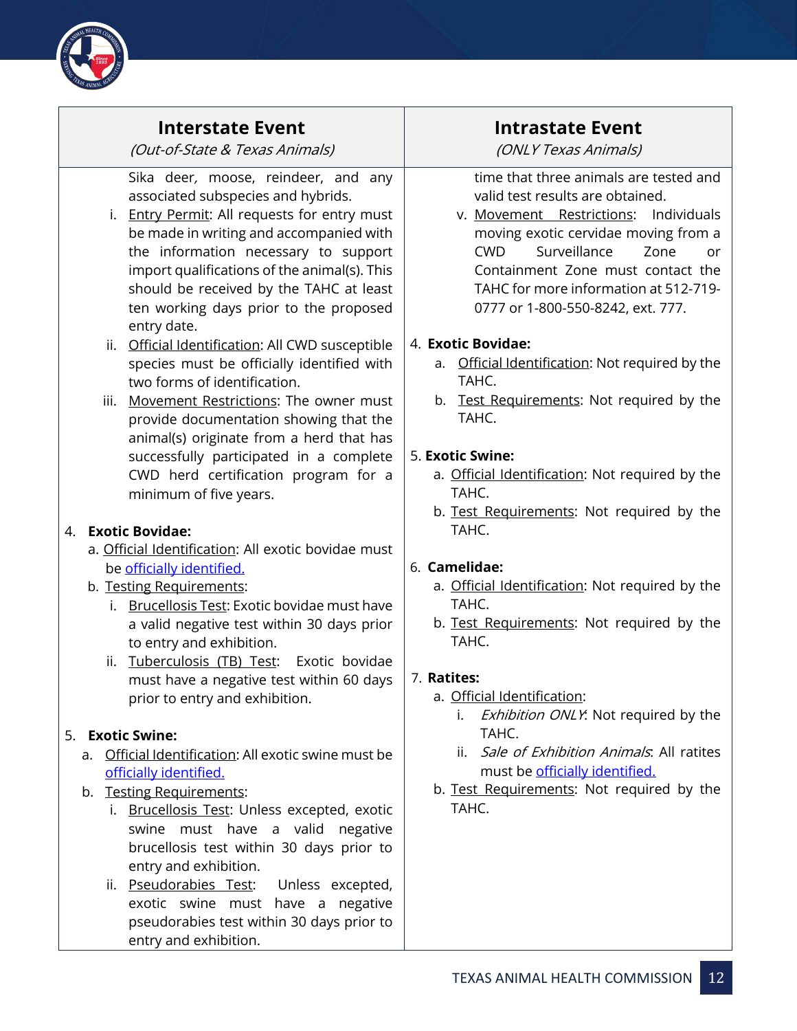| Interstate Event<br>*(Out-of-State & Texas Animals)* | Intrastate Event<br>*(ONLY Texas Animals)* |
|---|---|
| Sika deer, moose, reindeer, and any associated subspecies and hybrids.<br>i. Entry Permit: All requests for entry must be made in writing and accompanied with the information necessary to support import qualifications of the animal(s). This should be received by the TAHC at least ten working days prior to the proposed entry date.<br>ii. Official Identification: All CWD susceptible species must be officially identified with two forms of identification.<br>iii. Movement Restrictions: The owner must provide documentation showing that the animal(s) originate from a herd that has successfully participated in a complete CWD herd certification program for a minimum of five years.<br><br>4. **Exotic Bovidae:**<br>a. Official Identification: All exotic bovidae must be officially identified.<br>b. Testing Requirements:<br>i. Brucellosis Test: Exotic bovidae must have a valid negative test within 30 days prior to entry and exhibition.<br>ii. Tuberculosis (TB) Test: Exotic bovidae must have a negative test within 60 days prior to entry and exhibition.<br><br>5. **Exotic Swine:**<br>a. Official Identification: All exotic swine must be officially identified.<br>b. Testing Requirements:<br>i. Brucellosis Test: Unless excepted, exotic swine must have a valid negative brucellosis test within 30 days prior to entry and exhibition.<br>ii. Pseudorabies Test: Unless excepted, exotic swine must have a negative pseudorabies test within 30 days prior to entry and exhibition. | time that three animals are tested and valid test results are obtained.<br>v. Movement Restrictions: Individuals moving exotic cervidae moving from a CWD Surveillance Zone or Containment Zone must contact the TAHC for more information at 512-719-0777 or 1-800-550-8242, ext. 777.<br><br>4. **Exotic Bovidae:**<br>a. Official Identification: Not required by the TAHC.<br>b. Test Requirements: Not required by the TAHC.<br><br>5. **Exotic Swine:**<br>a. Official Identification: Not required by the TAHC.<br>b. Test Requirements: Not required by the TAHC.<br><br>6. **Camelidae:**<br>a. Official Identification: Not required by the TAHC.<br>b. Test Requirements: Not required by the TAHC.<br><br>7. **Ratites:**<br>a. Official Identification:<br>i. *Exhibition ONLY*: Not required by the TAHC.<br>ii. *Sale of Exhibition Animals*: All ratites must be officially identified.<br>b. Test Requirements: Not required by the TAHC. |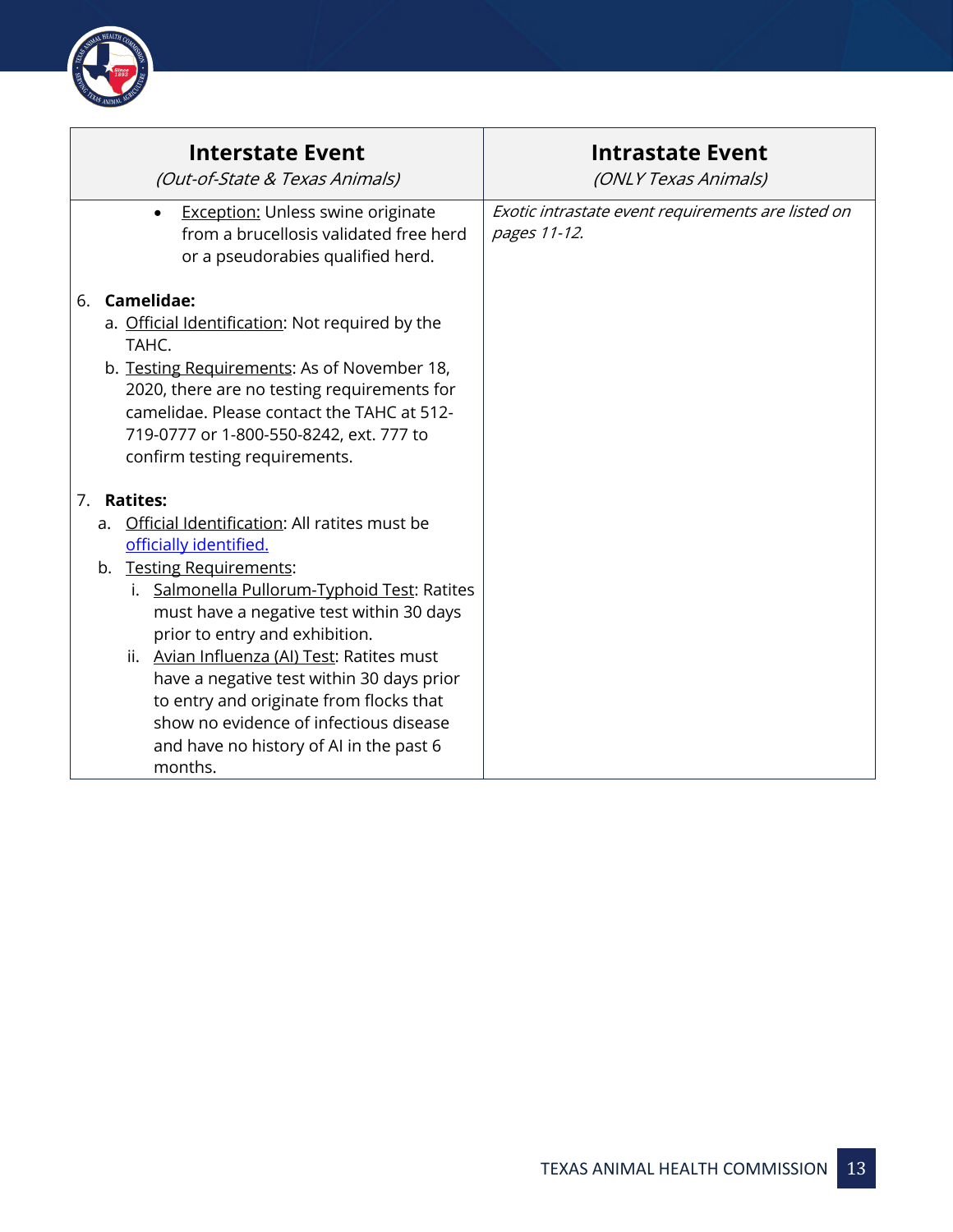| Interstate Event<br>*(Out-of-State & Texas Animals)* | Intrastate Event<br>*(ONLY Texas Animals)* |
|---|---|
| • Exception: Unless swine originate from a brucellosis validated free herd or a pseudorabies qualified herd.<br><br>6. **Camelidae:**<br>a. Official Identification: Not required by the TAHC.<br>b. Testing Requirements: As of November 18, 2020, there are no testing requirements for camelidae. Please contact the TAHC at 512-719-0777 or 1-800-550-8242, ext. 777 to confirm testing requirements.<br><br>7. **Ratites:**<br>a. Official Identification: All ratites must be officially identified.<br>b. Testing Requirements:<br>i. Salmonella Pullorum-Typhoid Test: Ratites must have a negative test within 30 days prior to entry and exhibition.<br>ii. Avian Influenza (AI) Test: Ratites must have a negative test within 30 days prior to entry and originate from flocks that show no evidence of infectious disease and have no history of AI in the past 6 months. | *Exotic intrastate event requirements are listed on pages 11-12.* |